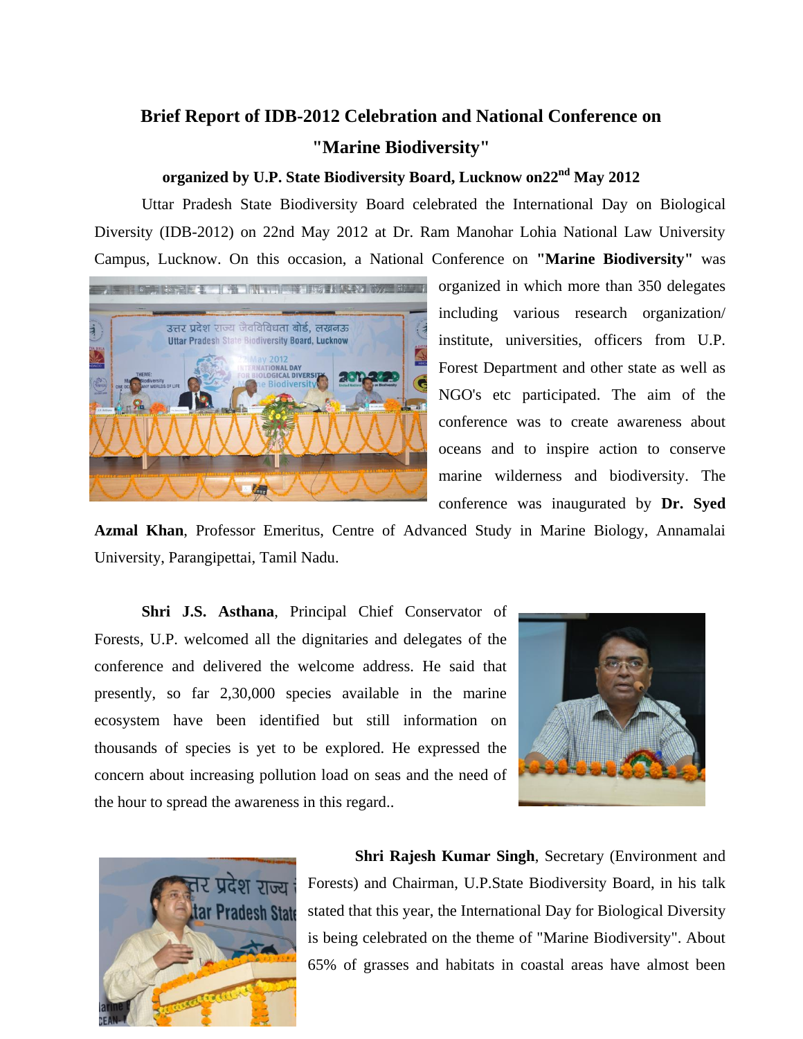# Brief Report of IDB-2012 Celebration and National Conference on "Marine Biodiversity"

### organized by U.P. State Biodiversity Board, Lucknow on22nd May 2012

Uttar Pradesh State Biodiversity Board celebrated the International Day on Biological Diversity (IDB-2012) on 22nd May 2012 at Dr. Ram Manohar Lohia National Law University Campus, Lucknow. On this occasion, a National Conference on **"Marine Biodiversity"** was organized in which more than 350 delegates including various research organization/ institute, universities, officers from U.P. Forest Department and other state as well as NGO's etc participated. The aim of the conference was to create awareness about oceans and to inspire action to conserve marine wilderness and biodiversity. The conference was inaugurated by **Dr. Syed Azmal Khan**, Professor Emeritus, Centre of Advanced Study in Marine Biology, Annamalai University, Parangipettai, Tamil Nadu.

**Shri J.S. Asthana**, Principal Chief Conservator of Forests, U.P. welcomed all the dignitaries and delegates of the conference and delivered the welcome address. He said that presently, so far 2,30,000 species available in the marine ecosystem have been identified but still information on thousands of species is yet to be explored. He expressed the concern about increasing pollution load on seas and the need of the hour to spread the awareness in this regard..

**Shri Rajesh Kumar Singh**, Secretary (Environment and Forests) and Chairman, U.P.State Biodiversity Board, in his talk stated that this year, the International Day for Biological Diversity is being celebrated on the theme of "Marine Biodiversity". About 65% of grasses and habitats in coastal areas have almost been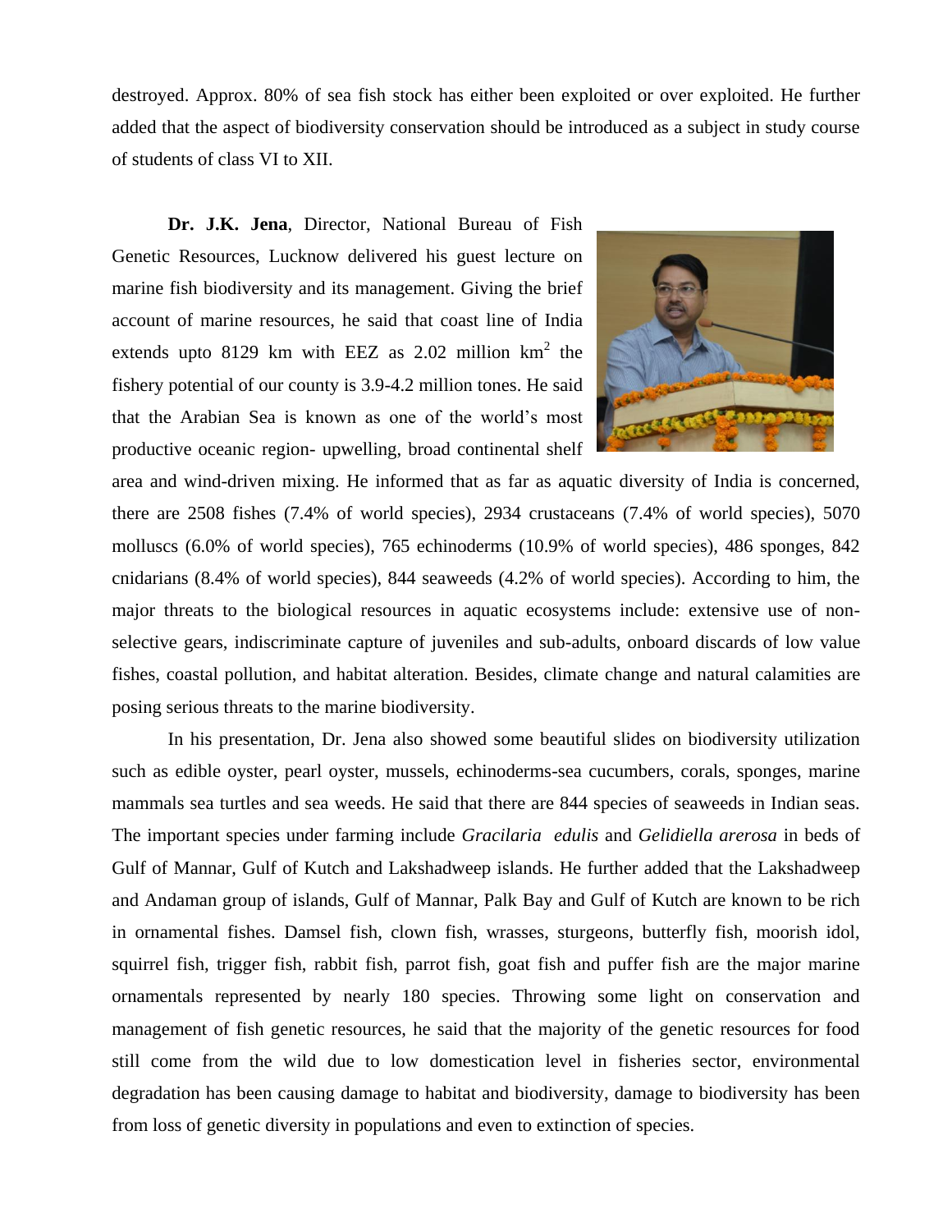destroyed. Approx. 80% of sea fish stock has either been exploited or over exploited. He further added that the aspect of biodiversity conservation should be introduced as a subject in study course of students of class VI to XII.

**Dr. J.K. Jena**, Director, National Bureau of Fish Genetic Resources, Lucknow delivered his guest lecture on marine fish biodiversity and its management. Giving the brief account of marine resources, he said that coast line of India extends upto 8129 km with EEZ as 2.02 million $km^2$ the fishery potential of our county is 3.9-4.2 million tones. He said that the Arabian Sea is known as one of the world's most productive oceanic region- upwelling, broad continental shelf area and wind-driven mixing. He informed that as far as aquatic diversity of India is concerned, there are 2508 fishes (7.4% of world species), 2934 crustaceans (7.4% of world species), 5070 molluscs (6.0% of world species), 765 echinoderms (10.9% of world species), 486 sponges, 842 cnidarians (8.4% of world species), 844 seaweeds (4.2% of world species). According to him, the major threats to the biological resources in aquatic ecosystems include: extensive use of non-selective gears, indiscriminate capture of juveniles and sub-adults, onboard discards of low value fishes, coastal pollution, and habitat alteration. Besides, climate change and natural calamities are posing serious threats to the marine biodiversity.

In his presentation, Dr. Jena also showed some beautiful slides on biodiversity utilization such as edible oyster, pearl oyster, mussels, echinoderms-sea cucumbers, corals, sponges, marine mammals sea turtles and sea weeds. He said that there are 844 species of seaweeds in Indian seas. The important species under farming include *Gracilaria edulis* and *Gelidiella arerosa* in beds of Gulf of Mannar, Gulf of Kutch and Lakshadweep islands. He further added that the Lakshadweep and Andaman group of islands, Gulf of Mannar, Palk Bay and Gulf of Kutch are known to be rich in ornamental fishes. Damsel fish, clown fish, wrasses, sturgeons, butterfly fish, moorish idol, squirrel fish, trigger fish, rabbit fish, parrot fish, goat fish and puffer fish are the major marine ornamentals represented by nearly 180 species. Throwing some light on conservation and management of fish genetic resources, he said that the majority of the genetic resources for food still come from the wild due to low domestication level in fisheries sector, environmental degradation has been causing damage to habitat and biodiversity, damage to biodiversity has been from loss of genetic diversity in populations and even to extinction of species.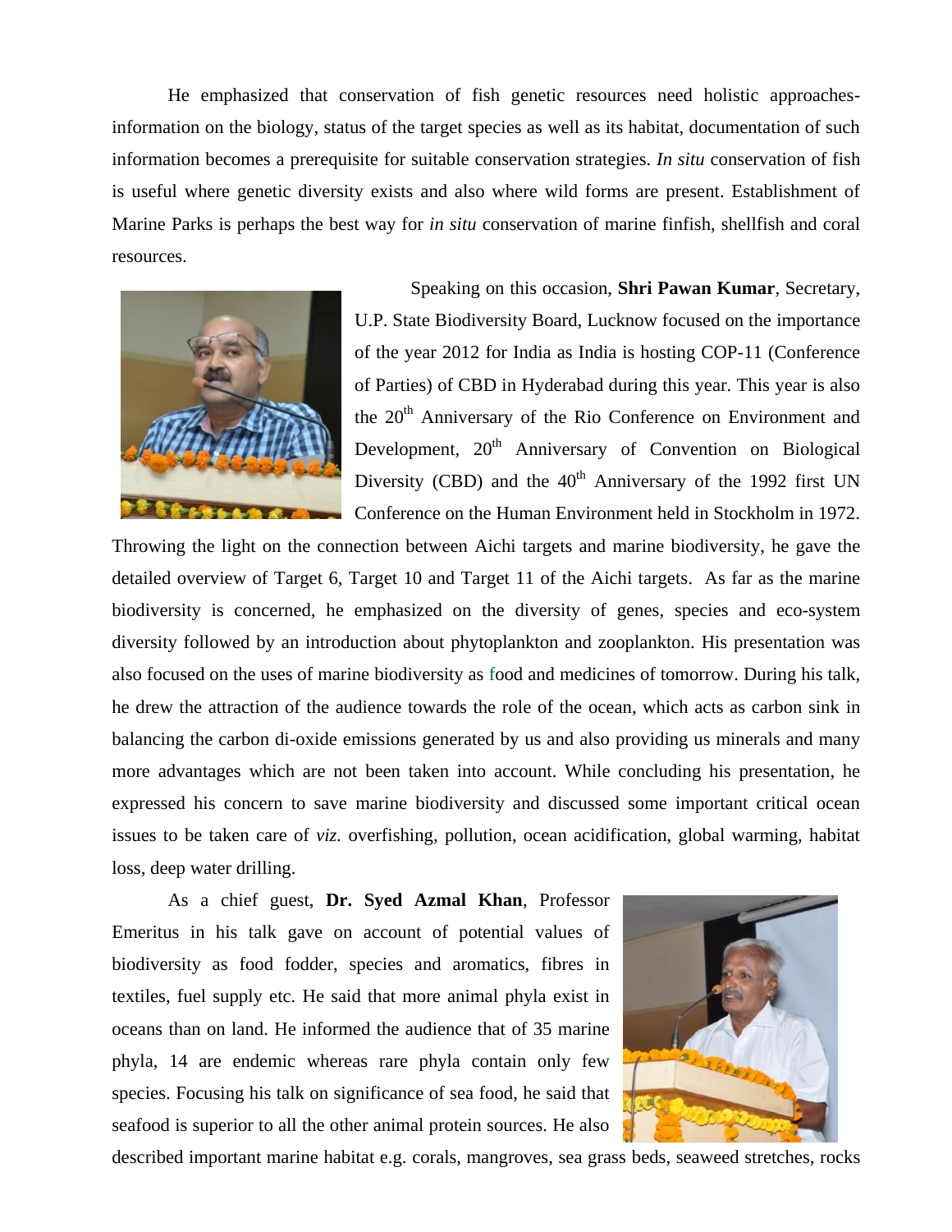He emphasized that conservation of fish genetic resources need holistic approaches- information on the biology, status of the target species as well as its habitat, documentation of such information becomes a prerequisite for suitable conservation strategies. *In situ* conservation of fish is useful where genetic diversity exists and also where wild forms are present. Establishment of Marine Parks is perhaps the best way for *in situ* conservation of marine finfish, shellfish and coral resources.

Speaking on this occasion, **Shri Pawan Kumar**, Secretary, U.P. State Biodiversity Board, Lucknow focused on the importance of the year 2012 for India as India is hosting COP-11 (Conference of Parties) of CBD in Hyderabad during this year. This year is also the 20th Anniversary of the Rio Conference on Environment and Development, 20th Anniversary of Convention on Biological Diversity (CBD) and the 40th Anniversary of the 1992 first UN Conference on the Human Environment held in Stockholm in 1972. Throwing the light on the connection between Aichi targets and marine biodiversity, he gave the detailed overview of Target 6, Target 10 and Target 11 of the Aichi targets. As far as the marine biodiversity is concerned, he emphasized on the diversity of genes, species and eco-system diversity followed by an introduction about phytoplankton and zooplankton. His presentation was also focused on the uses of marine biodiversity as food and medicines of tomorrow. During his talk, he drew the attraction of the audience towards the role of the ocean, which acts as carbon sink in balancing the carbon di-oxide emissions generated by us and also providing us minerals and many more advantages which are not been taken into account. While concluding his presentation, he expressed his concern to save marine biodiversity and discussed some important critical ocean issues to be taken care of *viz.* overfishing, pollution, ocean acidification, global warming, habitat loss, deep water drilling.

As a chief guest, **Dr. Syed Azmal Khan**, Professor Emeritus in his talk gave on account of potential values of biodiversity as food fodder, species and aromatics, fibres in textiles, fuel supply etc. He said that more animal phyla exist in oceans than on land. He informed the audience that of 35 marine phyla, 14 are endemic whereas rare phyla contain only few species. Focusing his talk on significance of sea food, he said that seafood is superior to all the other animal protein sources. He also described important marine habitat e.g. corals, mangroves, sea grass beds, seaweed stretches, rocks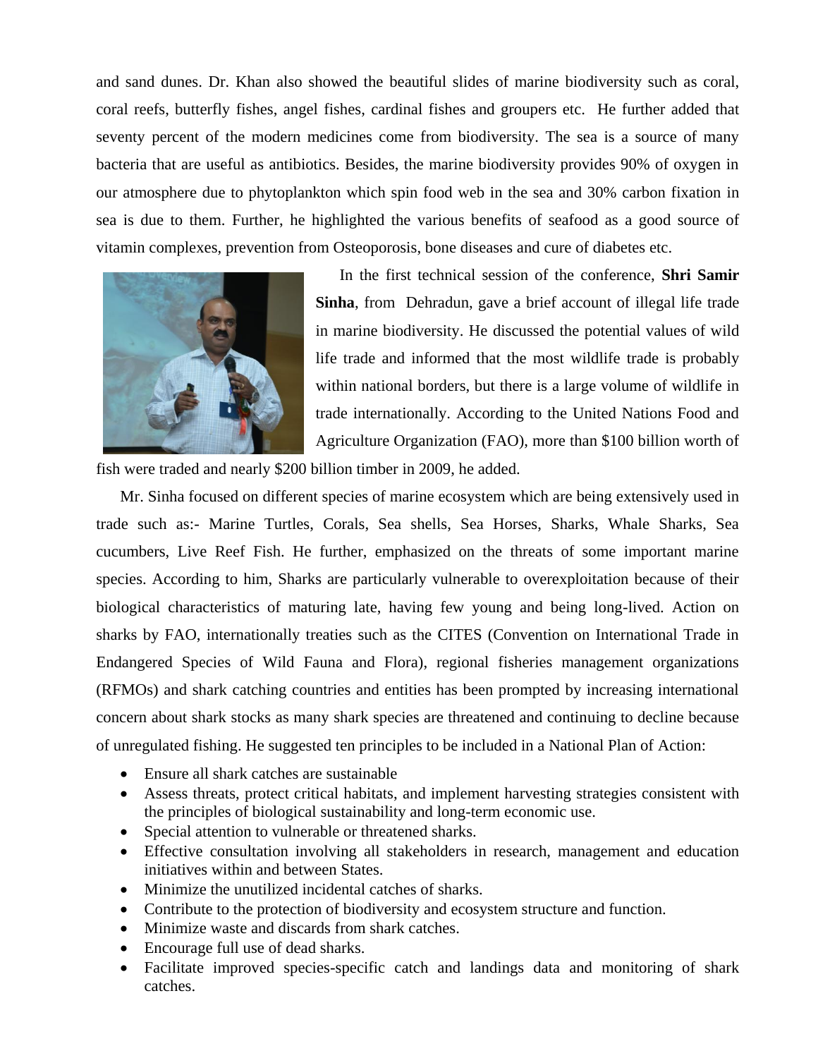and sand dunes. Dr. Khan also showed the beautiful slides of marine biodiversity such as coral, coral reefs, butterfly fishes, angel fishes, cardinal fishes and groupers etc. He further added that seventy percent of the modern medicines come from biodiversity. The sea is a source of many bacteria that are useful as antibiotics. Besides, the marine biodiversity provides 90% of oxygen in our atmosphere due to phytoplankton which spin food web in the sea and 30% carbon fixation in sea is due to them. Further, he highlighted the various benefits of seafood as a good source of vitamin complexes, prevention from Osteoporosis, bone diseases and cure of diabetes etc.

In the first technical session of the conference, **Shri Samir Sinha**, from Dehradun, gave a brief account of illegal life trade in marine biodiversity. He discussed the potential values of wild life trade and informed that the most wildlife trade is probably within national borders, but there is a large volume of wildlife in trade internationally. According to the United Nations Food and Agriculture Organization (FAO), more than $100 billion worth of fish were traded and nearly $200 billion timber in 2009, he added.

Mr. Sinha focused on different species of marine ecosystem which are being extensively used in trade such as:- Marine Turtles, Corals, Sea shells, Sea Horses, Sharks, Whale Sharks, Sea cucumbers, Live Reef Fish. He further, emphasized on the threats of some important marine species. According to him, Sharks are particularly vulnerable to overexploitation because of their biological characteristics of maturing late, having few young and being long-lived. Action on sharks by FAO, internationally treaties such as the CITES (Convention on International Trade in Endangered Species of Wild Fauna and Flora), regional fisheries management organizations (RFMOs) and shark catching countries and entities has been prompted by increasing international concern about shark stocks as many shark species are threatened and continuing to decline because of unregulated fishing. He suggested ten principles to be included in a National Plan of Action:

- Ensure all shark catches are sustainable
- Assess threats, protect critical habitats, and implement harvesting strategies consistent with the principles of biological sustainability and long-term economic use.
- Special attention to vulnerable or threatened sharks.
- Effective consultation involving all stakeholders in research, management and education initiatives within and between States.
- Minimize the unutilized incidental catches of sharks.
- Contribute to the protection of biodiversity and ecosystem structure and function.
- Minimize waste and discards from shark catches.
- Encourage full use of dead sharks.
- Facilitate improved species-specific catch and landings data and monitoring of shark catches.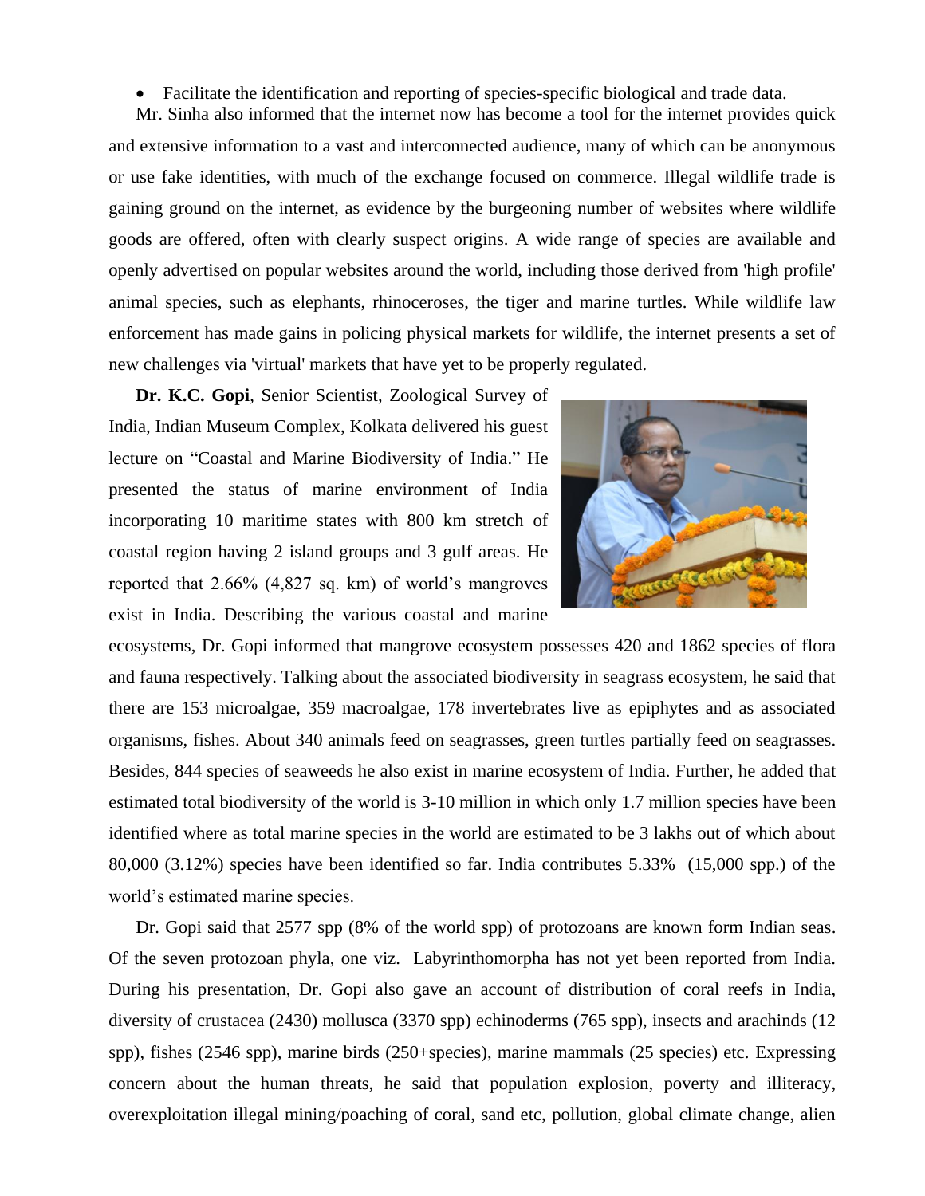- Facilitate the identification and reporting of species-specific biological and trade data.

Mr. Sinha also informed that the internet now has become a tool for the internet provides quick and extensive information to a vast and interconnected audience, many of which can be anonymous or use fake identities, with much of the exchange focused on commerce. Illegal wildlife trade is gaining ground on the internet, as evidence by the burgeoning number of websites where wildlife goods are offered, often with clearly suspect origins. A wide range of species are available and openly advertised on popular websites around the world, including those derived from 'high profile' animal species, such as elephants, rhinoceroses, the tiger and marine turtles. While wildlife law enforcement has made gains in policing physical markets for wildlife, the internet presents a set of new challenges via 'virtual' markets that have yet to be properly regulated.

**Dr. K.C. Gopi**, Senior Scientist, Zoological Survey of India, Indian Museum Complex, Kolkata delivered his guest lecture on "Coastal and Marine Biodiversity of India." He presented the status of marine environment of India incorporating 10 maritime states with 800 km stretch of coastal region having 2 island groups and 3 gulf areas. He reported that 2.66% (4,827 sq. km) of world's mangroves exist in India. Describing the various coastal and marine ecosystems, Dr. Gopi informed that mangrove ecosystem possesses 420 and 1862 species of flora and fauna respectively. Talking about the associated biodiversity in seagrass ecosystem, he said that there are 153 microalgae, 359 macroalgae, 178 invertebrates live as epiphytes and as associated organisms, fishes. About 340 animals feed on seagrasses, green turtles partially feed on seagrasses. Besides, 844 species of seaweeds he also exist in marine ecosystem of India. Further, he added that estimated total biodiversity of the world is 3-10 million in which only 1.7 million species have been identified where as total marine species in the world are estimated to be 3 lakhs out of which about 80,000 (3.12%) species have been identified so far. India contributes 5.33% (15,000 spp.) of the world's estimated marine species.

Dr. Gopi said that 2577 spp (8% of the world spp) of protozoans are known form Indian seas. Of the seven protozoan phyla, one viz. Labyrinthomorpha has not yet been reported from India. During his presentation, Dr. Gopi also gave an account of distribution of coral reefs in India, diversity of crustacea (2430) mollusca (3370 spp) echinoderms (765 spp), insects and arachinds (12 spp), fishes (2546 spp), marine birds (250+species), marine mammals (25 species) etc. Expressing concern about the human threats, he said that population explosion, poverty and illiteracy, overexploitation illegal mining/poaching of coral, sand etc, pollution, global climate change, alien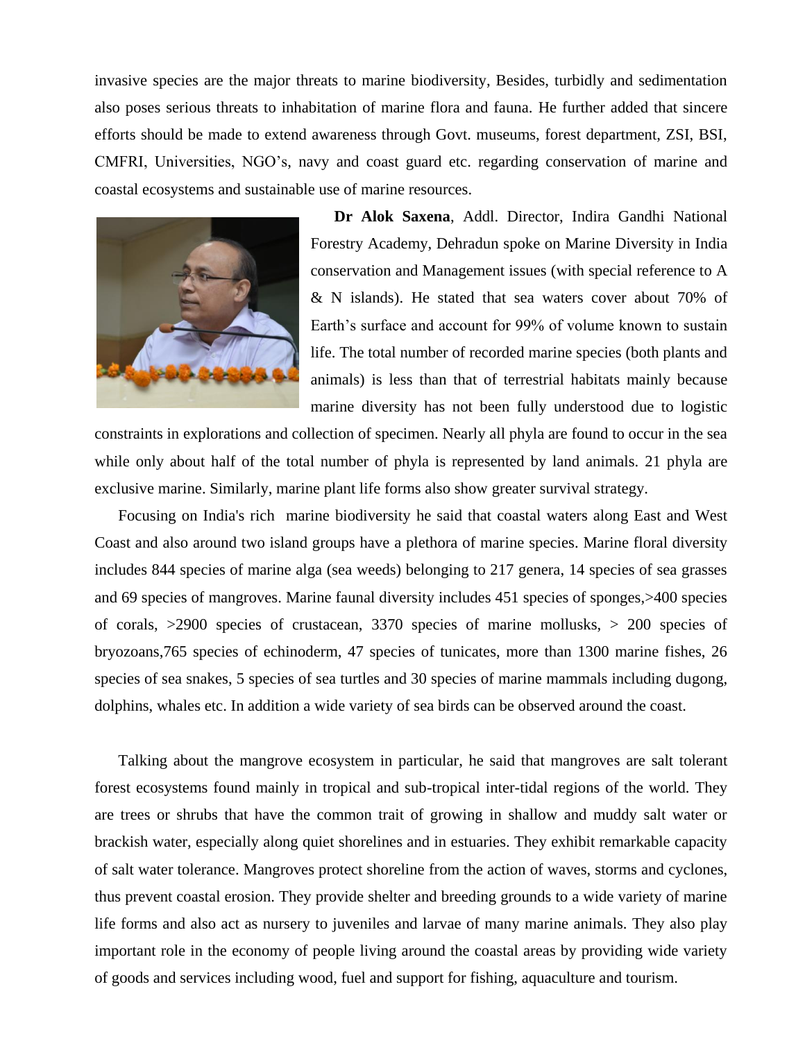invasive species are the major threats to marine biodiversity, Besides, turbidly and sedimentation also poses serious threats to inhabitation of marine flora and fauna. He further added that sincere efforts should be made to extend awareness through Govt. museums, forest department, ZSI, BSI, CMFRI, Universities, NGO's, navy and coast guard etc. regarding conservation of marine and coastal ecosystems and sustainable use of marine resources.

**Dr Alok Saxena**, Addl. Director, Indira Gandhi National Forestry Academy, Dehradun spoke on Marine Diversity in India conservation and Management issues (with special reference to A & N islands). He stated that sea waters cover about 70% of Earth's surface and account for 99% of volume known to sustain life. The total number of recorded marine species (both plants and animals) is less than that of terrestrial habitats mainly because marine diversity has not been fully understood due to logistic constraints in explorations and collection of specimen. Nearly all phyla are found to occur in the sea while only about half of the total number of phyla is represented by land animals. 21 phyla are exclusive marine. Similarly, marine plant life forms also show greater survival strategy.

Focusing on India's rich marine biodiversity he said that coastal waters along East and West Coast and also around two island groups have a plethora of marine species. Marine floral diversity includes 844 species of marine alga (sea weeds) belonging to 217 genera, 14 species of sea grasses and 69 species of mangroves. Marine faunal diversity includes 451 species of sponges,>400 species of corals, >2900 species of crustacean, 3370 species of marine mollusks, > 200 species of bryozoans,765 species of echinoderm, 47 species of tunicates, more than 1300 marine fishes, 26 species of sea snakes, 5 species of sea turtles and 30 species of marine mammals including dugong, dolphins, whales etc. In addition a wide variety of sea birds can be observed around the coast.

Talking about the mangrove ecosystem in particular, he said that mangroves are salt tolerant forest ecosystems found mainly in tropical and sub-tropical inter-tidal regions of the world. They are trees or shrubs that have the common trait of growing in shallow and muddy salt water or brackish water, especially along quiet shorelines and in estuaries. They exhibit remarkable capacity of salt water tolerance. Mangroves protect shoreline from the action of waves, storms and cyclones, thus prevent coastal erosion. They provide shelter and breeding grounds to a wide variety of marine life forms and also act as nursery to juveniles and larvae of many marine animals. They also play important role in the economy of people living around the coastal areas by providing wide variety of goods and services including wood, fuel and support for fishing, aquaculture and tourism.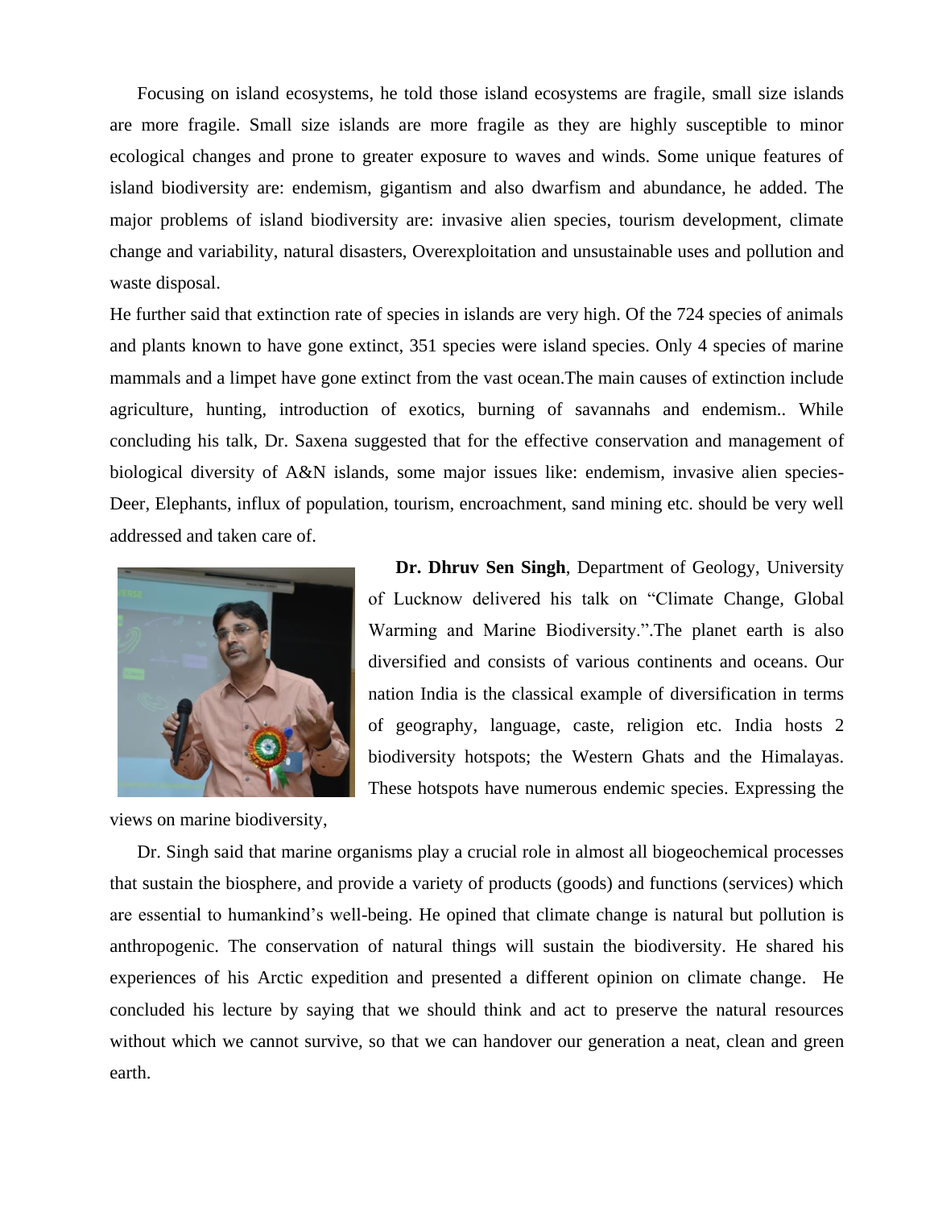Focusing on island ecosystems, he told those island ecosystems are fragile, small size islands are more fragile. Small size islands are more fragile as they are highly susceptible to minor ecological changes and prone to greater exposure to waves and winds. Some unique features of island biodiversity are: endemism, gigantism and also dwarfism and abundance, he added. The major problems of island biodiversity are: invasive alien species, tourism development, climate change and variability, natural disasters, Overexploitation and unsustainable uses and pollution and waste disposal.

He further said that extinction rate of species in islands are very high. Of the 724 species of animals and plants known to have gone extinct, 351 species were island species. Only 4 species of marine mammals and a limpet have gone extinct from the vast ocean.The main causes of extinction include agriculture, hunting, introduction of exotics, burning of savannahs and endemism.. While concluding his talk, Dr. Saxena suggested that for the effective conservation and management of biological diversity of A&N islands, some major issues like: endemism, invasive alien species- Deer, Elephants, influx of population, tourism, encroachment, sand mining etc. should be very well addressed and taken care of.

**Dr. Dhruv Sen Singh**, Department of Geology, University of Lucknow delivered his talk on "Climate Change, Global Warming and Marine Biodiversity.".The planet earth is also diversified and consists of various continents and oceans. Our nation India is the classical example of diversification in terms of geography, language, caste, religion etc. India hosts 2 biodiversity hotspots; the Western Ghats and the Himalayas. These hotspots have numerous endemic species. Expressing the views on marine biodiversity,

Dr. Singh said that marine organisms play a crucial role in almost all biogeochemical processes that sustain the biosphere, and provide a variety of products (goods) and functions (services) which are essential to humankind's well-being. He opined that climate change is natural but pollution is anthropogenic. The conservation of natural things will sustain the biodiversity. He shared his experiences of his Arctic expedition and presented a different opinion on climate change. He concluded his lecture by saying that we should think and act to preserve the natural resources without which we cannot survive, so that we can handover our generation a neat, clean and green earth.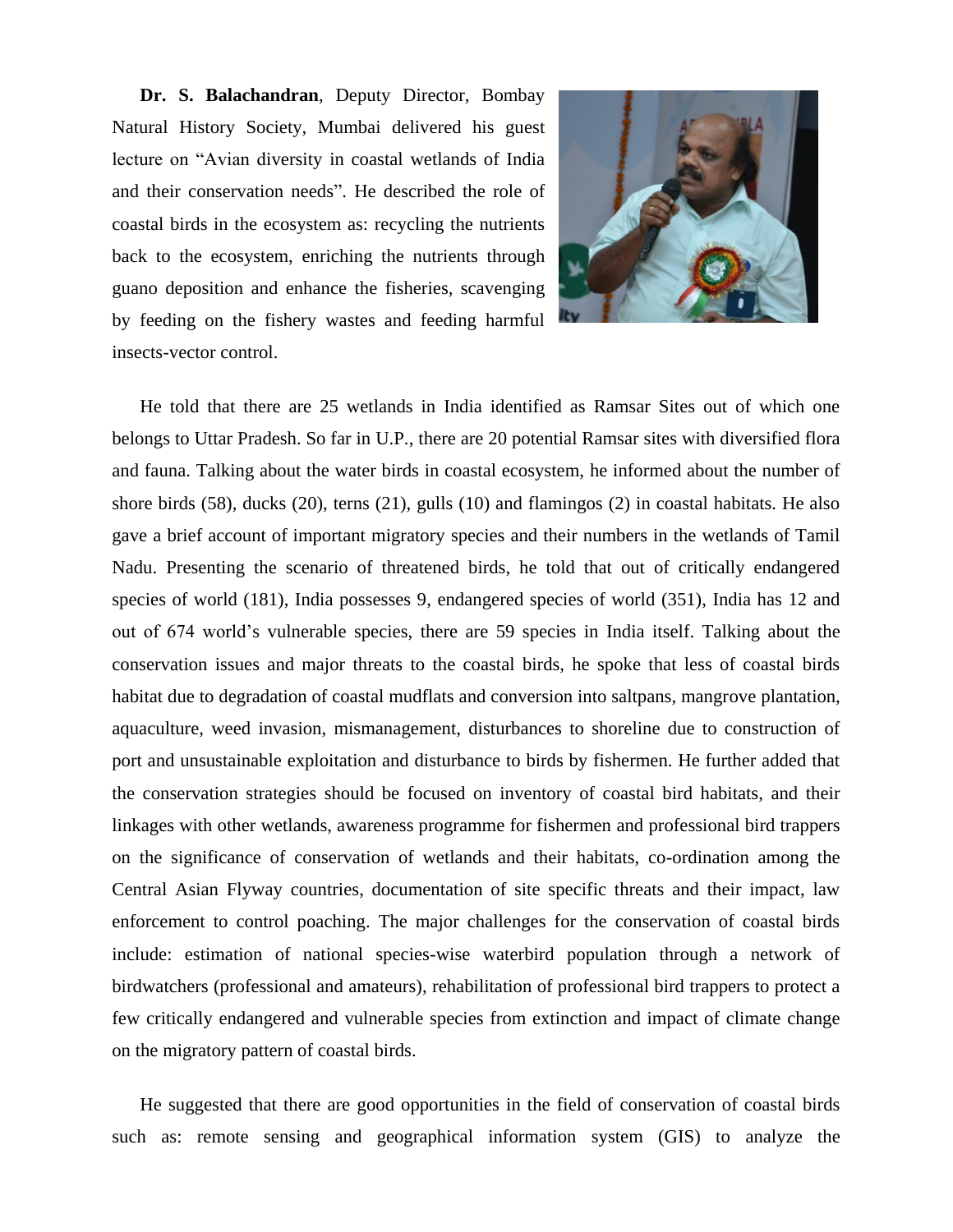**Dr. S. Balachandran**, Deputy Director, Bombay Natural History Society, Mumbai delivered his guest lecture on "Avian diversity in coastal wetlands of India and their conservation needs". He described the role of coastal birds in the ecosystem as: recycling the nutrients back to the ecosystem, enriching the nutrients through guano deposition and enhance the fisheries, scavenging by feeding on the fishery wastes and feeding harmful insects-vector control.

He told that there are 25 wetlands in India identified as Ramsar Sites out of which one belongs to Uttar Pradesh. So far in U.P., there are 20 potential Ramsar sites with diversified flora and fauna. Talking about the water birds in coastal ecosystem, he informed about the number of shore birds (58), ducks (20), terns (21), gulls (10) and flamingos (2) in coastal habitats. He also gave a brief account of important migratory species and their numbers in the wetlands of Tamil Nadu. Presenting the scenario of threatened birds, he told that out of critically endangered species of world (181), India possesses 9, endangered species of world (351), India has 12 and out of 674 world's vulnerable species, there are 59 species in India itself. Talking about the conservation issues and major threats to the coastal birds, he spoke that less of coastal birds habitat due to degradation of coastal mudflats and conversion into saltpans, mangrove plantation, aquaculture, weed invasion, mismanagement, disturbances to shoreline due to construction of port and unsustainable exploitation and disturbance to birds by fishermen. He further added that the conservation strategies should be focused on inventory of coastal bird habitats, and their linkages with other wetlands, awareness programme for fishermen and professional bird trappers on the significance of conservation of wetlands and their habitats, co-ordination among the Central Asian Flyway countries, documentation of site specific threats and their impact, law enforcement to control poaching. The major challenges for the conservation of coastal birds include: estimation of national species-wise waterbird population through a network of birdwatchers (professional and amateurs), rehabilitation of professional bird trappers to protect a few critically endangered and vulnerable species from extinction and impact of climate change on the migratory pattern of coastal birds.

He suggested that there are good opportunities in the field of conservation of coastal birds such as: remote sensing and geographical information system (GIS) to analyze the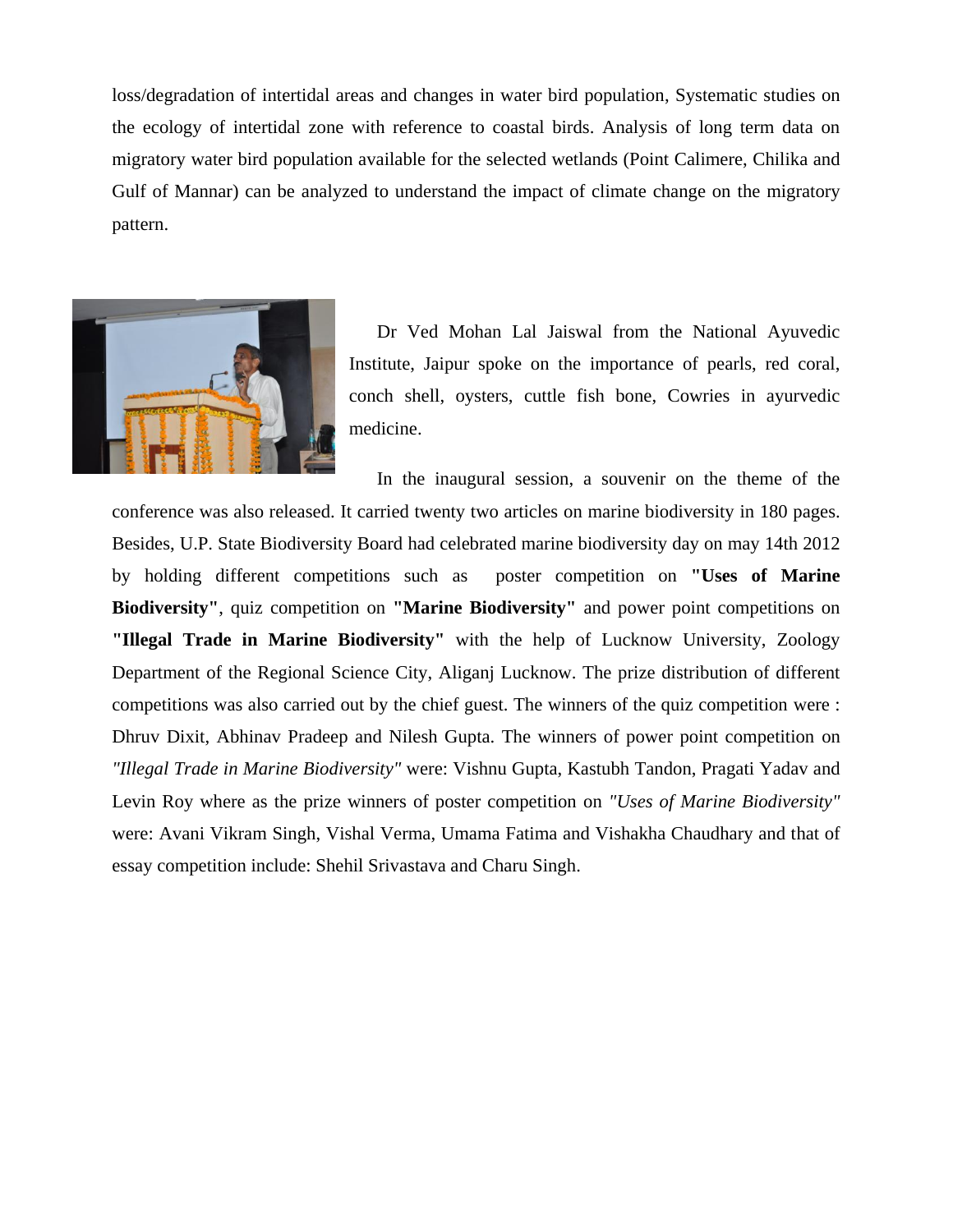loss/degradation of intertidal areas and changes in water bird population, Systematic studies on the ecology of intertidal zone with reference to coastal birds. Analysis of long term data on migratory water bird population available for the selected wetlands (Point Calimere, Chilika and Gulf of Mannar) can be analyzed to understand the impact of climate change on the migratory pattern.

Dr Ved Mohan Lal Jaiswal from the National Ayuvedic Institute, Jaipur spoke on the importance of pearls, red coral, conch shell, oysters, cuttle fish bone, Cowries in ayurvedic medicine.

In the inaugural session, a souvenir on the theme of the conference was also released. It carried twenty two articles on marine biodiversity in 180 pages. Besides, U.P. State Biodiversity Board had celebrated marine biodiversity day on may 14th 2012 by holding different competitions such as poster competition on **"Uses of Marine Biodiversity"**, quiz competition on **"Marine Biodiversity"** and power point competitions on **"Illegal Trade in Marine Biodiversity"** with the help of Lucknow University, Zoology Department of the Regional Science City, Aliganj Lucknow. The prize distribution of different competitions was also carried out by the chief guest. The winners of the quiz competition were : Dhruv Dixit, Abhinav Pradeep and Nilesh Gupta. The winners of power point competition on *"Illegal Trade in Marine Biodiversity"* were: Vishnu Gupta, Kastubh Tandon, Pragati Yadav and Levin Roy where as the prize winners of poster competition on *"Uses of Marine Biodiversity"* were: Avani Vikram Singh, Vishal Verma, Umama Fatima and Vishakha Chaudhary and that of essay competition include: Shehil Srivastava and Charu Singh.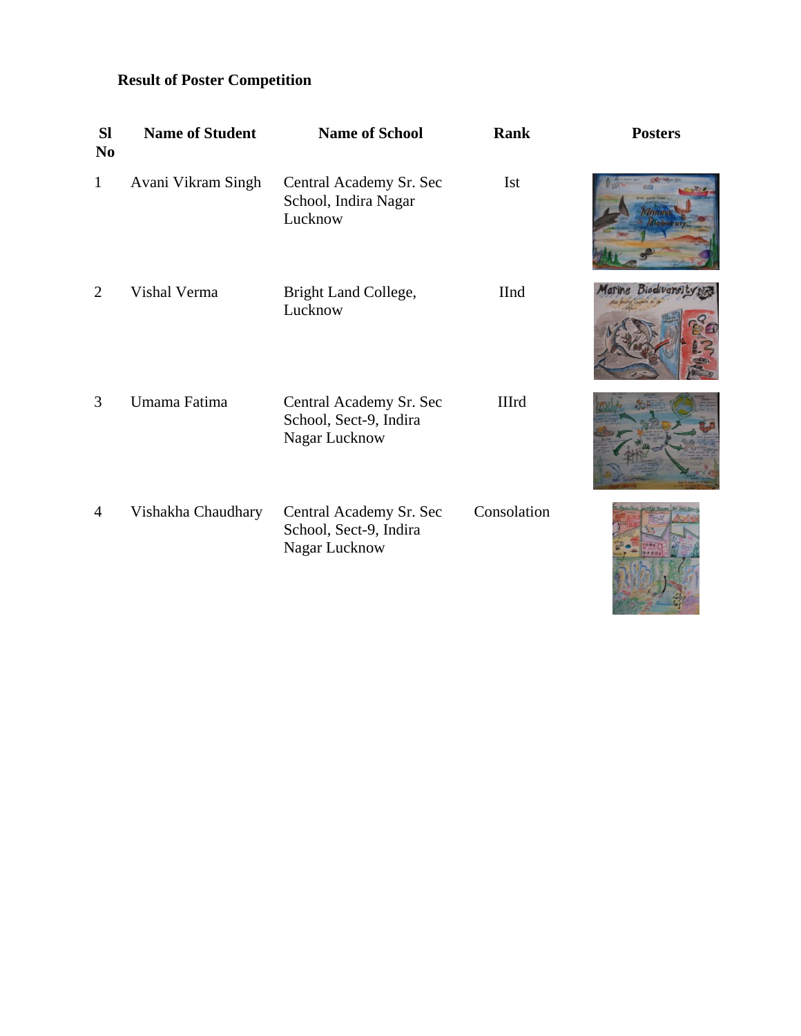**Result of Poster Competition**

| Sl No | Name of Student | Name of School | Rank | Posters |
|---|---|---|---|---|
| 1 | Avani Vikram Singh | Central Academy Sr. Sec School, Indira Nagar Lucknow | Ist | |
| 2 | Vishal Verma | Bright Land College, Lucknow | IInd | |
| 3 | Umama Fatima | Central Academy Sr. Sec School, Sect-9, Indira Nagar Lucknow | IIIrd | |
| 4 | Vishakha Chaudhary | Central Academy Sr. Sec School, Sect-9, Indira Nagar Lucknow | Consolation | |